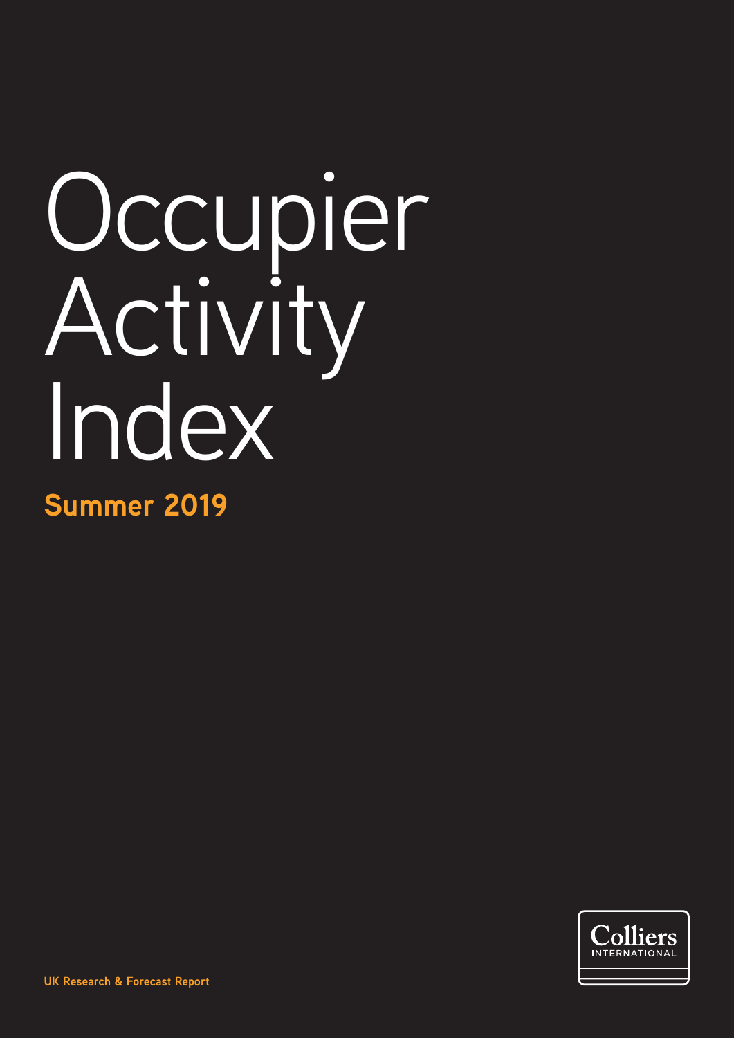# Occupier Activity Index

**Summer 2019**

Colliers INTERNATIONAL

**UK Research & Forecast Report**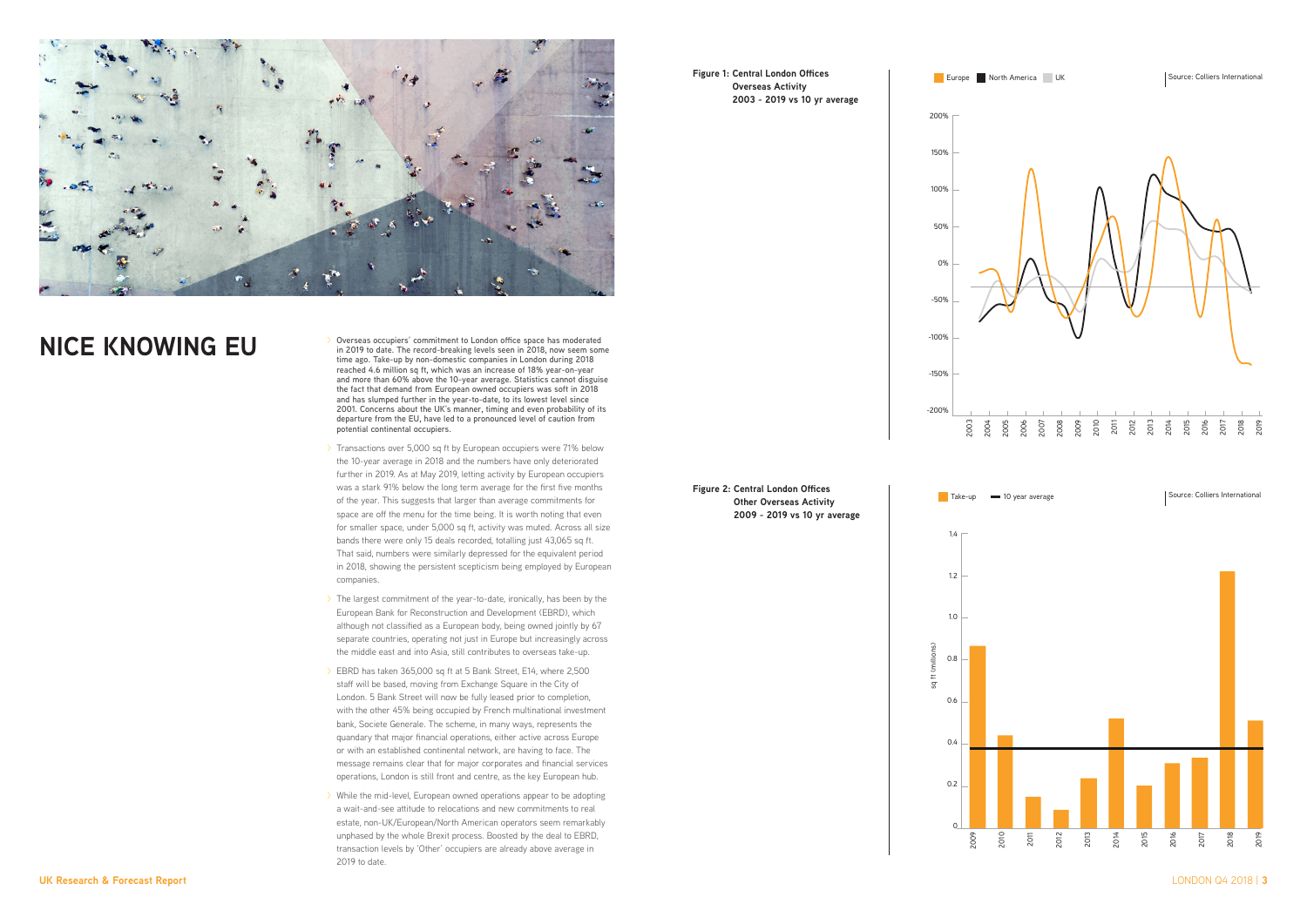# NICE KNOWING EU

- Overseas occupiers' commitment to London office space has moderated in 2019 to date. The record-breaking levels seen in 2018, now seem some time ago. Take-up by non-domestic companies in London during 2018 reached 4.6 million sq ft, which was an increase of 18% year-on-year and more than 60% above the 10-year average. Statistics cannot disguise the fact that demand from European owned occupiers was soft in 2018 and has slumped further in the year-to-date, to its lowest level since 2001. Concerns about the UK's manner, timing and even probability of its departure from the EU, have led to a pronounced level of caution from potential continental occupiers.

- Transactions over 5,000 sq ft by European occupiers were 71% below the 10-year average in 2018 and the numbers have only deteriorated further in 2019. As at May 2019, letting activity by European occupiers was a stark 91% below the long term average for the first five months of the year. This suggests that larger than average commitments for space are off the menu for the time being. It is worth noting that even for smaller space, under 5,000 sq ft, activity was muted. Across all size bands there were only 15 deals recorded, totalling just 43,065 sq ft. That said, numbers were similarly depressed for the equivalent period in 2018, showing the persistent scepticism being employed by European companies.

- The largest commitment of the year-to-date, ironically, has been by the European Bank for Reconstruction and Development (EBRD), which although not classified as a European body, being owned jointly by 67 separate countries, operating not just in Europe but increasingly across the middle east and into Asia, still contributes to overseas take-up.

- EBRD has taken 365,000 sq ft at 5 Bank Street, E14, where 2,500 staff will be based, moving from Exchange Square in the City of London. 5 Bank Street will now be fully leased prior to completion, with the other 45% being occupied by French multinational investment bank, Societe Generale. The scheme, in many ways, represents the quandary that major financial operations, either active across Europe or with an established continental network, are having to face. The message remains clear that for major corporates and financial services operations, London is still front and centre, as the key European hub.

- While the mid-level, European owned operations appear to be adopting a wait-and-see attitude to relocations and new commitments to real estate, non-UK/European/North American operators seem remarkably unphased by the whole Brexit process. Boosted by the deal to EBRD, transaction levels by 'Other' occupiers are already above average in 2019 to date.

**Figure 1: Central London Offices Overseas Activity 2003 - 2019 vs 10 yr average**

Europe | North America | UK — Source: Colliers International

**Figure 2: Central London Offices Other Overseas Activity 2009 - 2019 vs 10 yr average**

Take-up | 10 year average — Source: Colliers International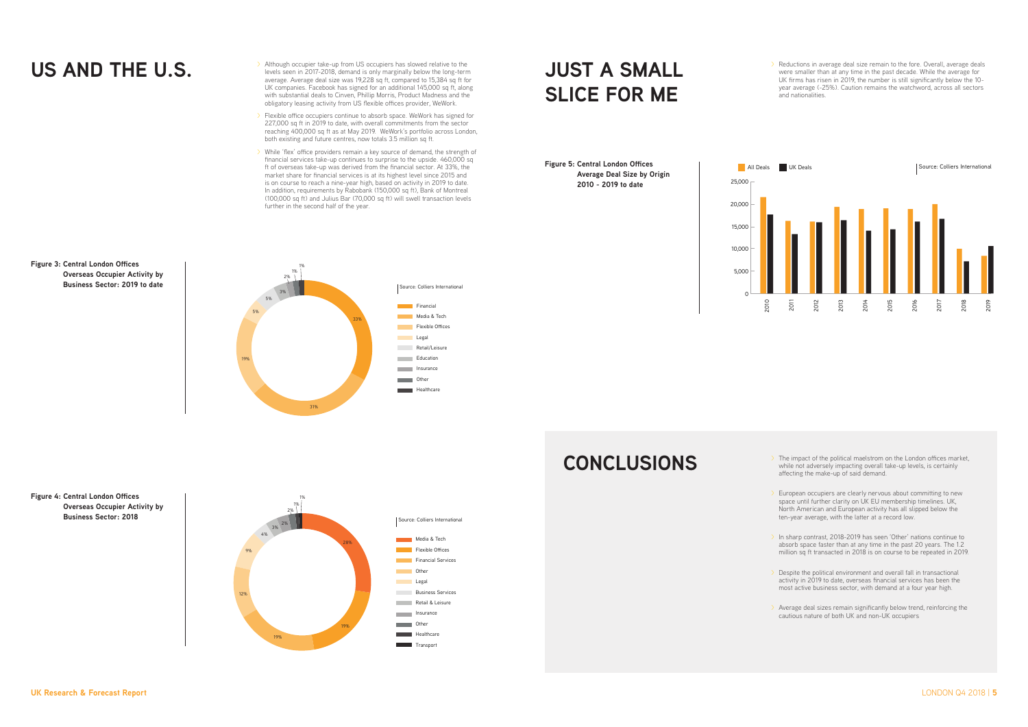# US AND THE U.S.

- Although occupier take-up from US occupiers has slowed relative to the levels seen in 2017-2018, demand is only marginally below the long-term average. Average deal size was 19,228 sq ft, compared to 15,384 sq ft for UK companies. Facebook has signed for an additional 145,000 sq ft, along with substantial deals to Cinven, Phillip Morris, Product Madness and the obligatory leasing activity from US flexible offices provider, WeWork.
- Flexible office occupiers continue to absorb space. WeWork has signed for 227,000 sq ft in 2019 to date, with overall commitments from the sector reaching 400,000 sq ft as at May 2019. WeWork's portfolio across London, both existing and future centres, now totals 3.5 million sq ft.
- While 'flex' office providers remain a key source of demand, the strength of financial services take-up continues to surprise to the upside. 460,000 sq ft of overseas take-up was derived from the financial sector. At 33%, the market share for financial services is at its highest level since 2015 and is on course to reach a nine-year high, based on activity in 2019 to date. In addition, requirements by Rabobank (150,000 sq ft), Bank of Montreal (100,000 sq ft) and Julius Bar (70,000 sq ft) will swell transaction levels further in the second half of the year.

**Figure 3: Central London Offices Overseas Occupier Activity by Business Sector: 2019 to date**

| Sector | Share |
|---|---|
| Financial | 33% |
| Media & Tech | 31% |
| Flexible Offices | 19% |
| Legal | 5% |
| Retail/Leisure | 5% |
| Education | 3% |
| Insurance | 2% |
| Other | 1% |
| Healthcare | 1% |

Source: Colliers International

**Figure 4: Central London Offices Overseas Occupier Activity by Business Sector: 2018**

| Sector | Share |
|---|---|
| Media & Tech | 28% |
| Flexible Offices | 19% |
| Financial Services | 19% |
| Other | 12% |
| Legal | 9% |
| Business Services | 4% |
| Retail & Leisure | 3% |
| Insurance | 2% |
| Other | 2% |
| Healthcare | 1% |
| Transport | 1% |

Source: Colliers International

# JUST A SMALL SLICE FOR ME

- Reductions in average deal size remain to the fore. Overall, average deals were smaller than at any time in the past decade. While the average for UK firms has risen in 2019, the number is still significantly below the 10-year average (-25%). Caution remains the watchword, across all sectors and nationalities.

**Figure 5: Central London Offices Average Deal Size by Origin 2010 - 2019 to date**

Legend: All Deals, UK Deals. Y-axis: 0 – 25,000. X-axis: 2010 – 2019.

Source: Colliers International

# CONCLUSIONS

- The impact of the political maelstrom on the London offices market, while not adversely impacting overall take-up levels, is certainly affecting the make-up of said demand.
- European occupiers are clearly nervous about committing to new space until further clarity on UK EU membership timelines. UK, North American and European activity has all slipped below the ten-year average, with the latter at a record low.
- In sharp contrast, 2018-2019 has seen 'Other' nations continue to absorb space faster than at any time in the past 20 years. The 1.2 million sq ft transacted in 2018 is on course to be repeated in 2019.
- Despite the political environment and overall fall in transactional activity in 2019 to date, overseas financial services has been the most active business sector, with demand at a four year high.
- Average deal sizes remain significantly below trend, reinforcing the cautious nature of both UK and non-UK occupiers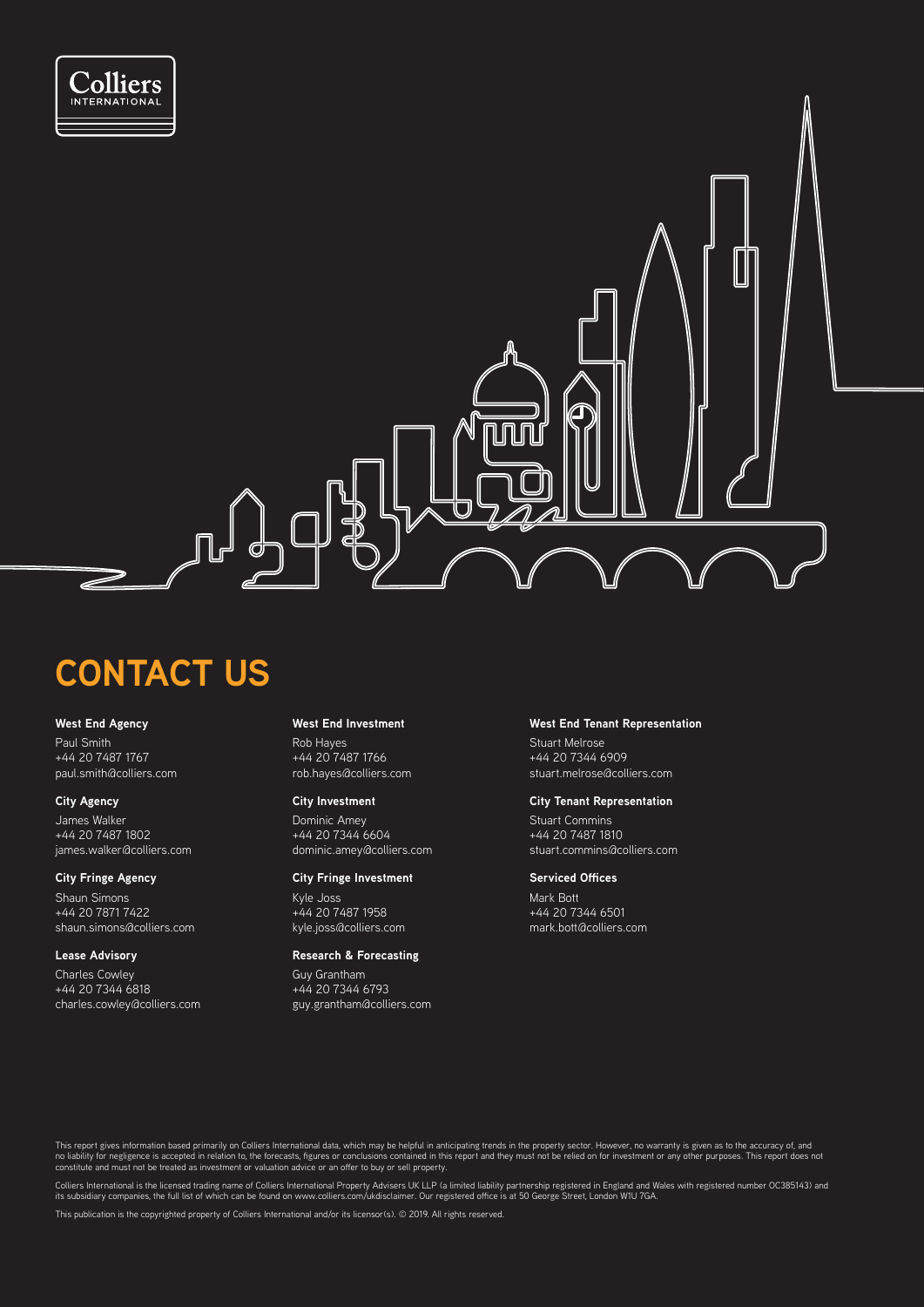Colliers
INTERNATIONAL

# CONTACT US

**West End Agency**
Paul Smith
+44 20 7487 1767
paul.smith@colliers.com

**City Agency**
James Walker
+44 20 7487 1802
james.walker@colliers.com

**City Fringe Agency**
Shaun Simons
+44 20 7871 7422
shaun.simons@colliers.com

**Lease Advisory**
Charles Cowley
+44 20 7344 6818
charles.cowley@colliers.com

**West End Investment**
Rob Hayes
+44 20 7487 1766
rob.hayes@colliers.com

**City Investment**
Dominic Amey
+44 20 7344 6604
dominic.amey@colliers.com

**City Fringe Investment**
Kyle Joss
+44 20 7487 1958
kyle.joss@colliers.com

**Research & Forecasting**
Guy Grantham
+44 20 7344 6793
guy.grantham@colliers.com

**West End Tenant Representation**
Stuart Melrose
+44 20 7344 6909
stuart.melrose@colliers.com

**City Tenant Representation**
Stuart Commins
+44 20 7487 1810
stuart.commins@colliers.com

**Serviced Offices**
Mark Bott
+44 20 7344 6501
mark.bott@colliers.com

This report gives information based primarily on Colliers International data, which may be helpful in anticipating trends in the property sector. However, no warranty is given as to the accuracy of, and no liability for negligence is accepted in relation to, the forecasts, figures or conclusions contained in this report and they must not be relied on for investment or any other purposes. This report does not constitute and must not be treated as investment or valuation advice or an offer to buy or sell property.

Colliers International is the licensed trading name of Colliers International Property Advisers UK LLP (a limited liability partnership registered in England and Wales with registered number OC385143) and its subsidiary companies, the full list of which can be found on www.colliers.com/ukdisclaimer. Our registered office is at 50 George Street, London W1U 7GA.

This publication is the copyrighted property of Colliers International and/or its licensor(s). © 2019. All rights reserved.